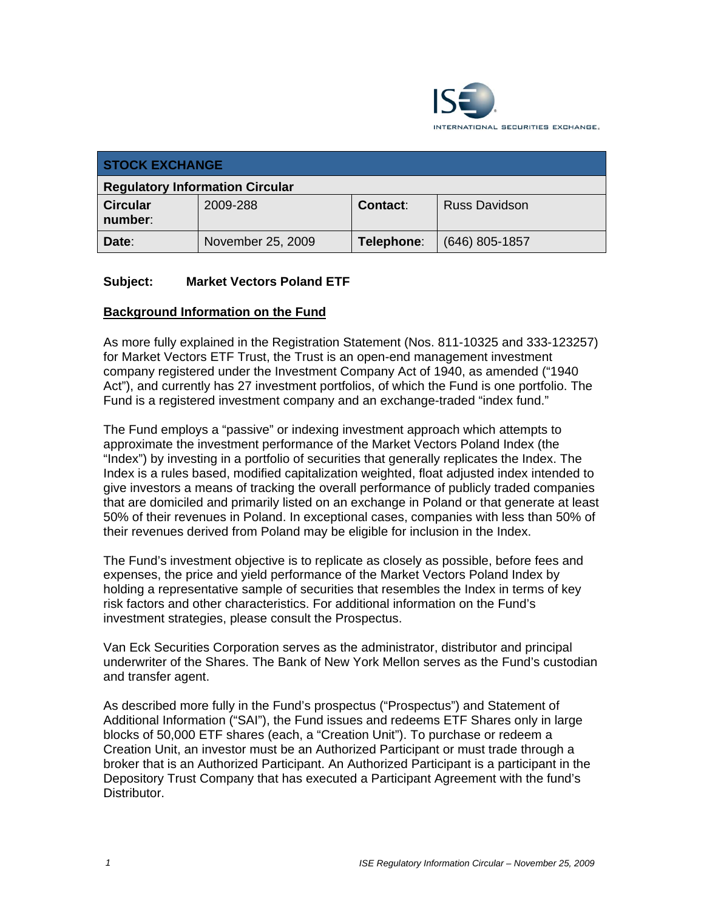ISE INTERNATIONAL SECURITIES EXCHANGE.

| STOCK EXCHANGE | | | |
|---|---|---|---|
| **Regulatory Information Circular** | | | |
| **Circular number**: | 2009-288 | **Contact**: | Russ Davidson |
| **Date**: | November 25, 2009 | **Telephone**: | (646) 805-1857 |

**Subject: Market Vectors Poland ETF**

**Background Information on the Fund**

As more fully explained in the Registration Statement (Nos. 811-10325 and 333-123257) for Market Vectors ETF Trust, the Trust is an open-end management investment company registered under the Investment Company Act of 1940, as amended ("1940 Act"), and currently has 27 investment portfolios, of which the Fund is one portfolio. The Fund is a registered investment company and an exchange-traded "index fund."

The Fund employs a "passive" or indexing investment approach which attempts to approximate the investment performance of the Market Vectors Poland Index (the "Index") by investing in a portfolio of securities that generally replicates the Index. The Index is a rules based, modified capitalization weighted, float adjusted index intended to give investors a means of tracking the overall performance of publicly traded companies that are domiciled and primarily listed on an exchange in Poland or that generate at least 50% of their revenues in Poland. In exceptional cases, companies with less than 50% of their revenues derived from Poland may be eligible for inclusion in the Index.

The Fund's investment objective is to replicate as closely as possible, before fees and expenses, the price and yield performance of the Market Vectors Poland Index by holding a representative sample of securities that resembles the Index in terms of key risk factors and other characteristics. For additional information on the Fund's investment strategies, please consult the Prospectus.

Van Eck Securities Corporation serves as the administrator, distributor and principal underwriter of the Shares. The Bank of New York Mellon serves as the Fund's custodian and transfer agent.

As described more fully in the Fund's prospectus ("Prospectus") and Statement of Additional Information ("SAI"), the Fund issues and redeems ETF Shares only in large blocks of 50,000 ETF shares (each, a "Creation Unit"). To purchase or redeem a Creation Unit, an investor must be an Authorized Participant or must trade through a broker that is an Authorized Participant. An Authorized Participant is a participant in the Depository Trust Company that has executed a Participant Agreement with the fund's Distributor.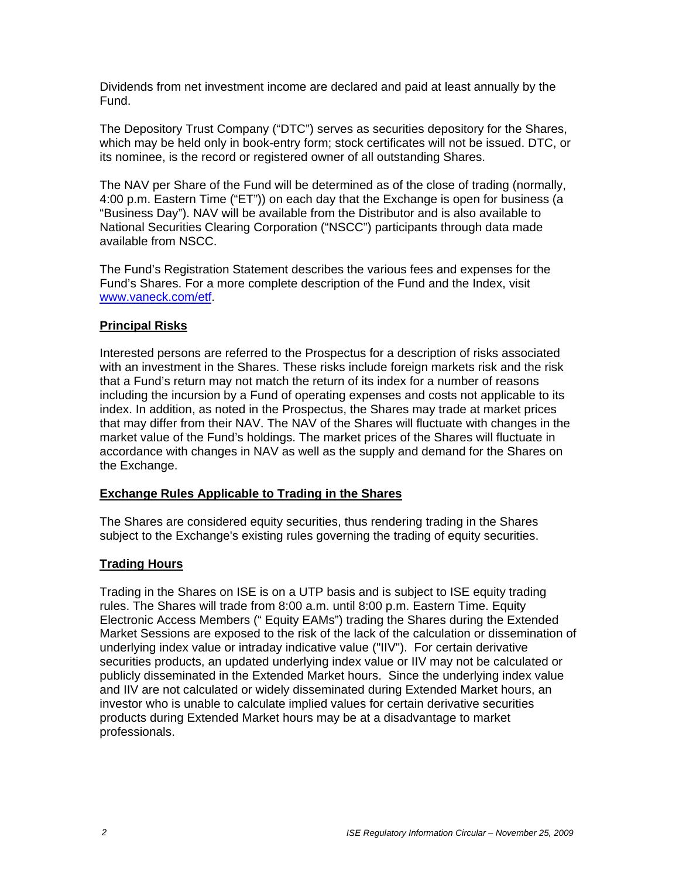Dividends from net investment income are declared and paid at least annually by the Fund.

The Depository Trust Company ("DTC") serves as securities depository for the Shares, which may be held only in book-entry form; stock certificates will not be issued. DTC, or its nominee, is the record or registered owner of all outstanding Shares.

The NAV per Share of the Fund will be determined as of the close of trading (normally, 4:00 p.m. Eastern Time ("ET")) on each day that the Exchange is open for business (a "Business Day"). NAV will be available from the Distributor and is also available to National Securities Clearing Corporation ("NSCC") participants through data made available from NSCC.

The Fund's Registration Statement describes the various fees and expenses for the Fund's Shares. For a more complete description of the Fund and the Index, visit www.vaneck.com/etf.

**Principal Risks**

Interested persons are referred to the Prospectus for a description of risks associated with an investment in the Shares. These risks include foreign markets risk and the risk that a Fund's return may not match the return of its index for a number of reasons including the incursion by a Fund of operating expenses and costs not applicable to its index. In addition, as noted in the Prospectus, the Shares may trade at market prices that may differ from their NAV. The NAV of the Shares will fluctuate with changes in the market value of the Fund's holdings. The market prices of the Shares will fluctuate in accordance with changes in NAV as well as the supply and demand for the Shares on the Exchange.

**Exchange Rules Applicable to Trading in the Shares**

The Shares are considered equity securities, thus rendering trading in the Shares subject to the Exchange's existing rules governing the trading of equity securities.

**Trading Hours**

Trading in the Shares on ISE is on a UTP basis and is subject to ISE equity trading rules. The Shares will trade from 8:00 a.m. until 8:00 p.m. Eastern Time. Equity Electronic Access Members (" Equity EAMs") trading the Shares during the Extended Market Sessions are exposed to the risk of the lack of the calculation or dissemination of underlying index value or intraday indicative value ("IIV"). For certain derivative securities products, an updated underlying index value or IIV may not be calculated or publicly disseminated in the Extended Market hours. Since the underlying index value and IIV are not calculated or widely disseminated during Extended Market hours, an investor who is unable to calculate implied values for certain derivative securities products during Extended Market hours may be at a disadvantage to market professionals.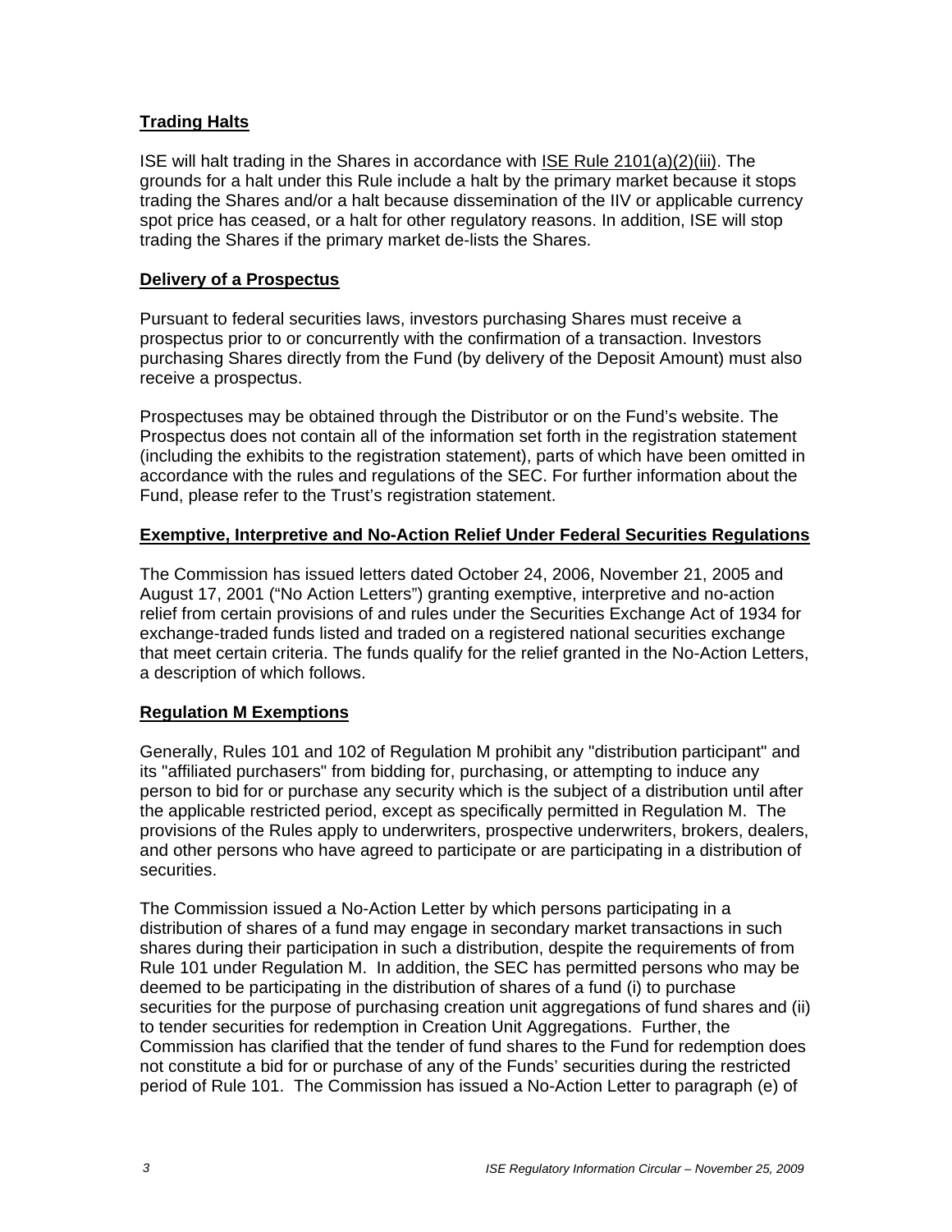## Trading Halts

ISE will halt trading in the Shares in accordance with ISE Rule 2101(a)(2)(iii). The grounds for a halt under this Rule include a halt by the primary market because it stops trading the Shares and/or a halt because dissemination of the IIV or applicable currency spot price has ceased, or a halt for other regulatory reasons. In addition, ISE will stop trading the Shares if the primary market de-lists the Shares.

## Delivery of a Prospectus

Pursuant to federal securities laws, investors purchasing Shares must receive a prospectus prior to or concurrently with the confirmation of a transaction. Investors purchasing Shares directly from the Fund (by delivery of the Deposit Amount) must also receive a prospectus.

Prospectuses may be obtained through the Distributor or on the Fund's website. The Prospectus does not contain all of the information set forth in the registration statement (including the exhibits to the registration statement), parts of which have been omitted in accordance with the rules and regulations of the SEC. For further information about the Fund, please refer to the Trust's registration statement.

## Exemptive, Interpretive and No-Action Relief Under Federal Securities Regulations

The Commission has issued letters dated October 24, 2006, November 21, 2005 and August 17, 2001 ("No Action Letters") granting exemptive, interpretive and no-action relief from certain provisions of and rules under the Securities Exchange Act of 1934 for exchange-traded funds listed and traded on a registered national securities exchange that meet certain criteria. The funds qualify for the relief granted in the No-Action Letters, a description of which follows.

## Regulation M Exemptions

Generally, Rules 101 and 102 of Regulation M prohibit any "distribution participant" and its "affiliated purchasers" from bidding for, purchasing, or attempting to induce any person to bid for or purchase any security which is the subject of a distribution until after the applicable restricted period, except as specifically permitted in Regulation M. The provisions of the Rules apply to underwriters, prospective underwriters, brokers, dealers, and other persons who have agreed to participate or are participating in a distribution of securities.

The Commission issued a No-Action Letter by which persons participating in a distribution of shares of a fund may engage in secondary market transactions in such shares during their participation in such a distribution, despite the requirements of from Rule 101 under Regulation M. In addition, the SEC has permitted persons who may be deemed to be participating in the distribution of shares of a fund (i) to purchase securities for the purpose of purchasing creation unit aggregations of fund shares and (ii) to tender securities for redemption in Creation Unit Aggregations. Further, the Commission has clarified that the tender of fund shares to the Fund for redemption does not constitute a bid for or purchase of any of the Funds' securities during the restricted period of Rule 101. The Commission has issued a No-Action Letter to paragraph (e) of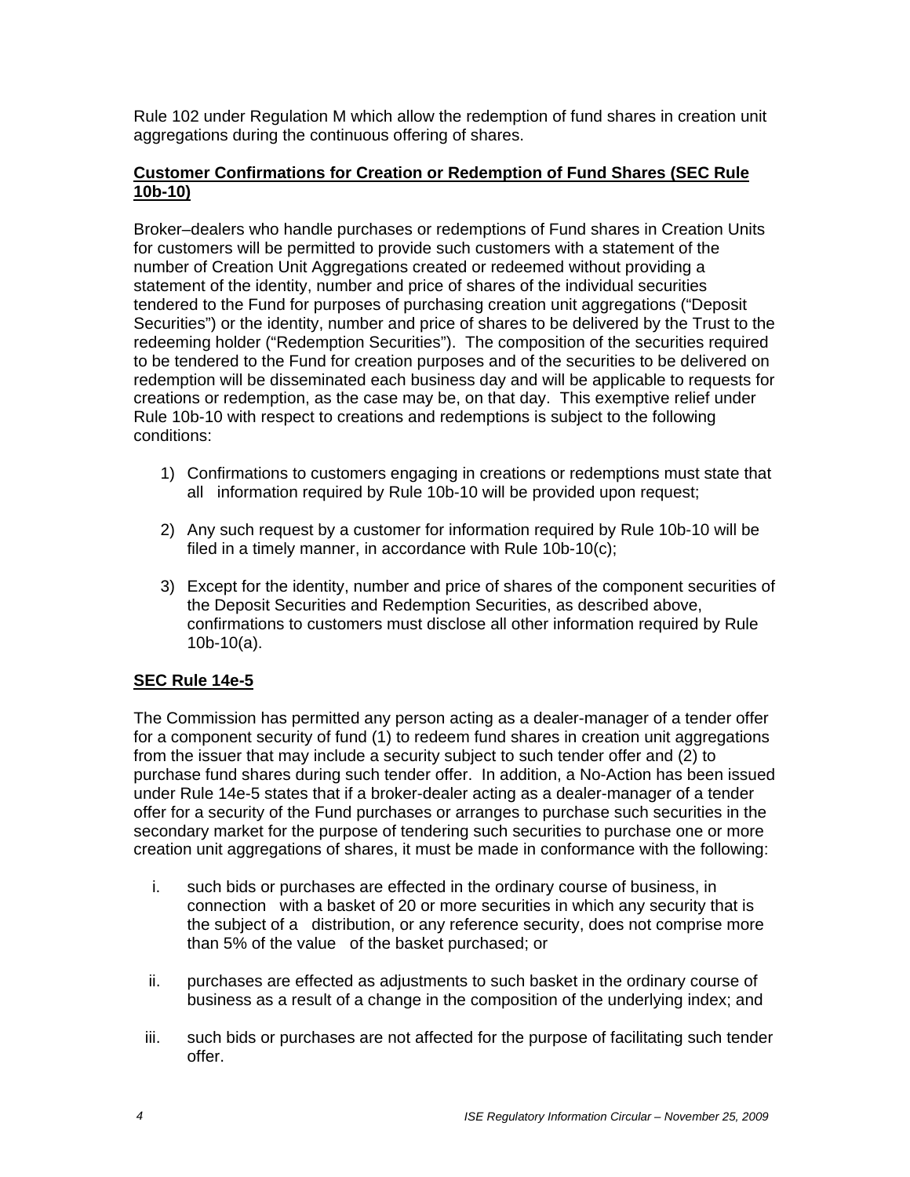Rule 102 under Regulation M which allow the redemption of fund shares in creation unit aggregations during the continuous offering of shares.

**Customer Confirmations for Creation or Redemption of Fund Shares (SEC Rule 10b-10)**

Broker–dealers who handle purchases or redemptions of Fund shares in Creation Units for customers will be permitted to provide such customers with a statement of the number of Creation Unit Aggregations created or redeemed without providing a statement of the identity, number and price of shares of the individual securities tendered to the Fund for purposes of purchasing creation unit aggregations ("Deposit Securities") or the identity, number and price of shares to be delivered by the Trust to the redeeming holder ("Redemption Securities"). The composition of the securities required to be tendered to the Fund for creation purposes and of the securities to be delivered on redemption will be disseminated each business day and will be applicable to requests for creations or redemption, as the case may be, on that day. This exemptive relief under Rule 10b-10 with respect to creations and redemptions is subject to the following conditions:

1) Confirmations to customers engaging in creations or redemptions must state that all information required by Rule 10b-10 will be provided upon request;

2) Any such request by a customer for information required by Rule 10b-10 will be filed in a timely manner, in accordance with Rule 10b-10(c);

3) Except for the identity, number and price of shares of the component securities of the Deposit Securities and Redemption Securities, as described above, confirmations to customers must disclose all other information required by Rule 10b-10(a).

**SEC Rule 14e-5**

The Commission has permitted any person acting as a dealer-manager of a tender offer for a component security of fund (1) to redeem fund shares in creation unit aggregations from the issuer that may include a security subject to such tender offer and (2) to purchase fund shares during such tender offer. In addition, a No-Action has been issued under Rule 14e-5 states that if a broker-dealer acting as a dealer-manager of a tender offer for a security of the Fund purchases or arranges to purchase such securities in the secondary market for the purpose of tendering such securities to purchase one or more creation unit aggregations of shares, it must be made in conformance with the following:

i. such bids or purchases are effected in the ordinary course of business, in connection with a basket of 20 or more securities in which any security that is the subject of a distribution, or any reference security, does not comprise more than 5% of the value of the basket purchased; or

ii. purchases are effected as adjustments to such basket in the ordinary course of business as a result of a change in the composition of the underlying index; and

iii. such bids or purchases are not affected for the purpose of facilitating such tender offer.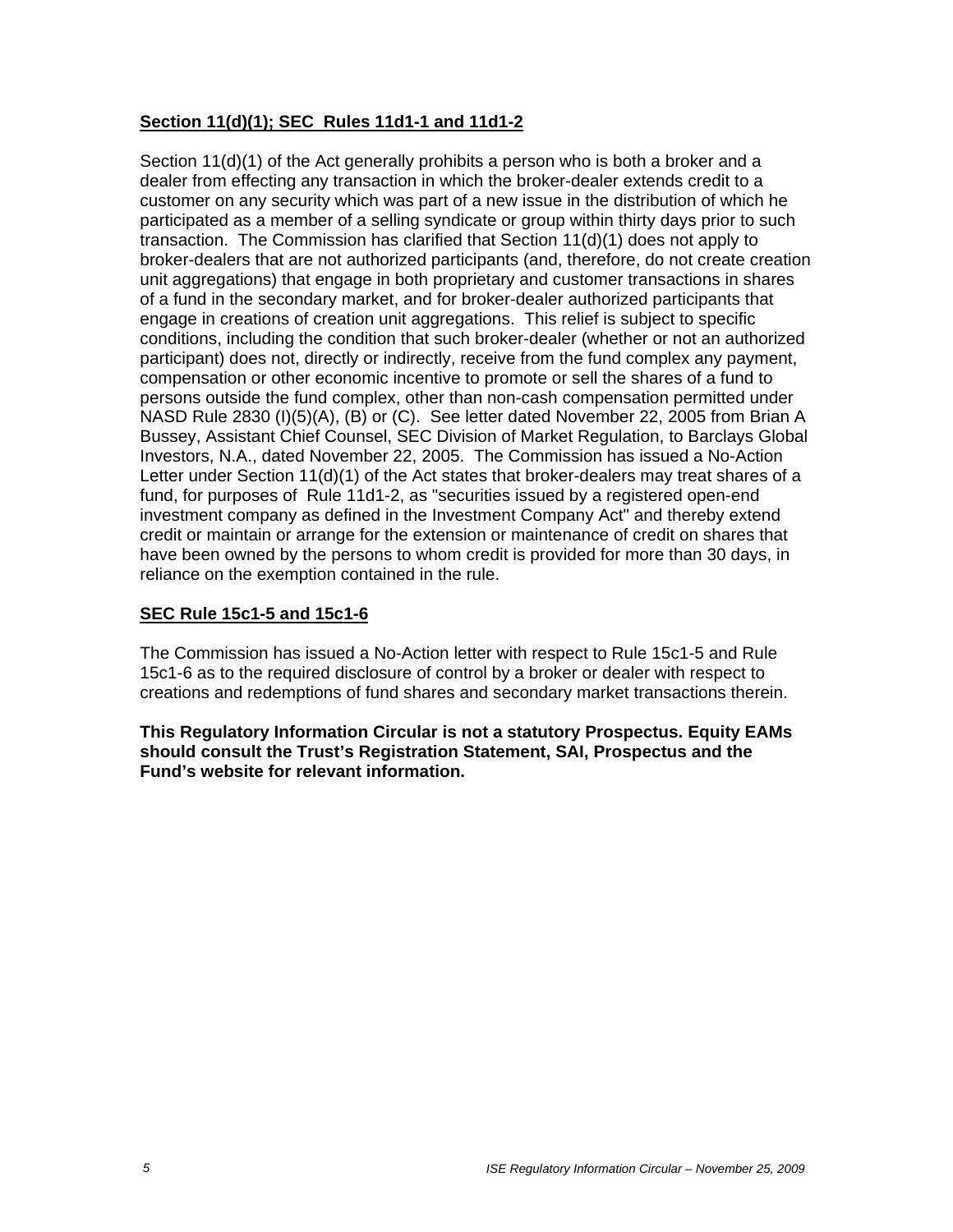**Section 11(d)(1); SEC Rules 11d1-1 and 11d1-2**

Section 11(d)(1) of the Act generally prohibits a person who is both a broker and a dealer from effecting any transaction in which the broker-dealer extends credit to a customer on any security which was part of a new issue in the distribution of which he participated as a member of a selling syndicate or group within thirty days prior to such transaction. The Commission has clarified that Section 11(d)(1) does not apply to broker-dealers that are not authorized participants (and, therefore, do not create creation unit aggregations) that engage in both proprietary and customer transactions in shares of a fund in the secondary market, and for broker-dealer authorized participants that engage in creations of creation unit aggregations. This relief is subject to specific conditions, including the condition that such broker-dealer (whether or not an authorized participant) does not, directly or indirectly, receive from the fund complex any payment, compensation or other economic incentive to promote or sell the shares of a fund to persons outside the fund complex, other than non-cash compensation permitted under NASD Rule 2830 (I)(5)(A), (B) or (C). See letter dated November 22, 2005 from Brian A Bussey, Assistant Chief Counsel, SEC Division of Market Regulation, to Barclays Global Investors, N.A., dated November 22, 2005. The Commission has issued a No-Action Letter under Section 11(d)(1) of the Act states that broker-dealers may treat shares of a fund, for purposes of Rule 11d1-2, as "securities issued by a registered open-end investment company as defined in the Investment Company Act" and thereby extend credit or maintain or arrange for the extension or maintenance of credit on shares that have been owned by the persons to whom credit is provided for more than 30 days, in reliance on the exemption contained in the rule.

**SEC Rule 15c1-5 and 15c1-6**

The Commission has issued a No-Action letter with respect to Rule 15c1-5 and Rule 15c1-6 as to the required disclosure of control by a broker or dealer with respect to creations and redemptions of fund shares and secondary market transactions therein.

**This Regulatory Information Circular is not a statutory Prospectus. Equity EAMs should consult the Trust's Registration Statement, SAI, Prospectus and the Fund's website for relevant information.**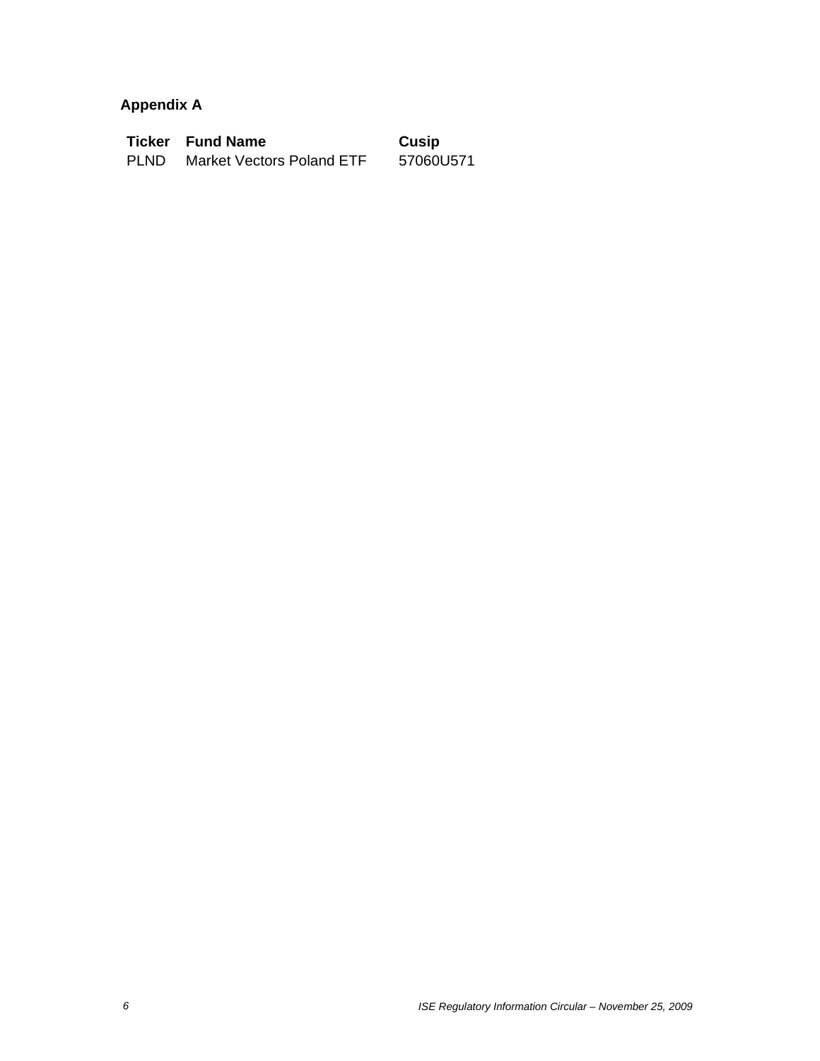**Appendix A**

| Ticker | Fund Name | Cusip |
|---|---|---|
| PLND | Market Vectors Poland ETF | 57060U571 |